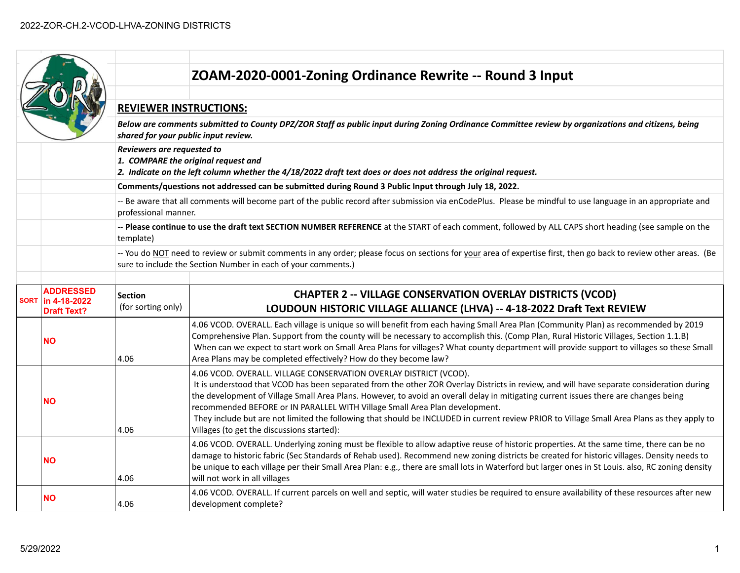# ZOAM-2020-0001-Zoning Ordinance Rewrite -- Round 3 Input

## REVIEWER INSTRUCTIONS:

***Below are comments submitted to County DPZ/ZOR Staff as public input during Zoning Ordinance Committee review by organizations and citizens, being shared for your public input review.***

***Reviewers are requested to***
***1. COMPARE the original request and***
***2. Indicate on the left column whether the 4/18/2022 draft text does or does not address the original request.***

**Comments/questions not addressed can be submitted during Round 3 Public Input through July 18, 2022.**

-- Be aware that all comments will become part of the public record after submission via enCodePlus. Please be mindful to use language in an appropriate and professional manner.

-- **Please continue to use the draft text SECTION NUMBER REFERENCE** at the START of each comment, followed by ALL CAPS short heading (see sample on the template)

-- You do NOT need to review or submit comments in any order; please focus on sections for your area of expertise first, then go back to review other areas. (Be sure to include the Section Number in each of your comments.)

| SORT | ADDRESSED in 4-18-2022 Draft Text? | Section (for sorting only) | CHAPTER 2 -- VILLAGE CONSERVATION OVERLAY DISTRICTS (VCOD) LOUDOUN HISTORIC VILLAGE ALLIANCE (LHVA) -- 4-18-2022 Draft Text REVIEW |
|---|---|---|---|
| | NO | 4.06 | 4.06 VCOD. OVERALL. Each village is unique so will benefit from each having Small Area Plan (Community Plan) as recommended by 2019 Comprehensive Plan. Support from the county will be necessary to accomplish this. (Comp Plan, Rural Historic Villages, Section 1.1.B) When can we expect to start work on Small Area Plans for villages? What county department will provide support to villages so these Small Area Plans may be completed effectively? How do they become law? |
| | NO | 4.06 | 4.06 VCOD. OVERALL. VILLAGE CONSERVATION OVERLAY DISTRICT (VCOD). It is understood that VCOD has been separated from the other ZOR Overlay Districts in review, and will have separate consideration during the development of Village Small Area Plans. However, to avoid an overall delay in mitigating current issues there are changes being recommended BEFORE or IN PARALLEL WITH Village Small Area Plan development. They include but are not limited the following that should be INCLUDED in current review PRIOR to Village Small Area Plans as they apply to Villages (to get the discussions started): |
| | NO | 4.06 | 4.06 VCOD. OVERALL. Underlying zoning must be flexible to allow adaptive reuse of historic properties. At the same time, there can be no damage to historic fabric (Sec Standards of Rehab used). Recommend new zoning districts be created for historic villages. Density needs to be unique to each village per their Small Area Plan: e.g., there are small lots in Waterford but larger ones in St Louis. also, RC zoning density will not work in all villages |
| | NO | 4.06 | 4.06 VCOD. OVERALL. If current parcels on well and septic, will water studies be required to ensure availability of these resources after new development complete? |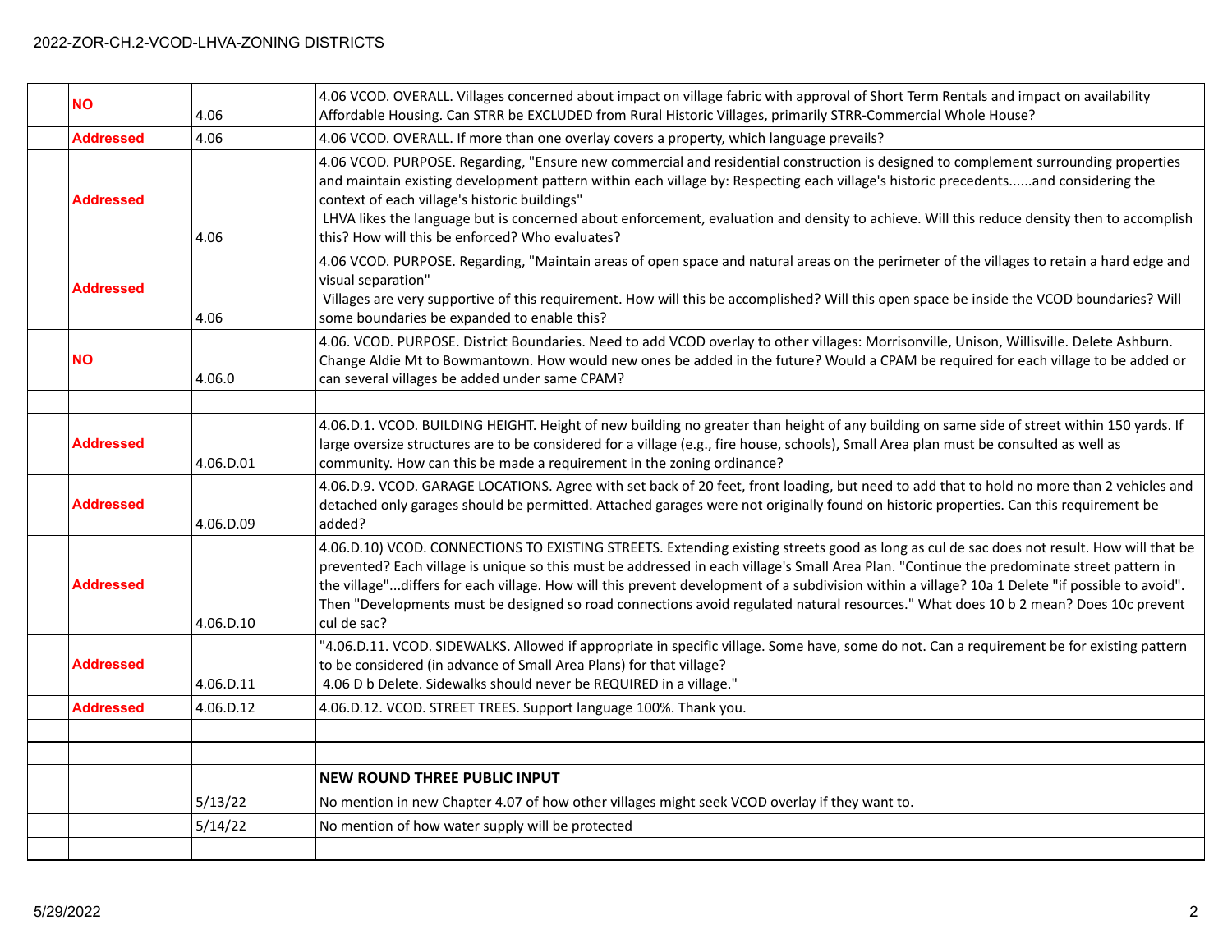| | | | |
|---|---|---|---|
| | **NO** | 4.06 | 4.06 VCOD. OVERALL. Villages concerned about impact on village fabric with approval of Short Term Rentals and impact on availability Affordable Housing. Can STRR be EXCLUDED from Rural Historic Villages, primarily STRR-Commercial Whole House? |
| | **Addressed** | 4.06 | 4.06 VCOD. OVERALL. If more than one overlay covers a property, which language prevails? |
| | **Addressed** | 4.06 | 4.06 VCOD. PURPOSE. Regarding, "Ensure new commercial and residential construction is designed to complement surrounding properties and maintain existing development pattern within each village by: Respecting each village's historic precedents......and considering the context of each village's historic buildings" LHVA likes the language but is concerned about enforcement, evaluation and density to achieve. Will this reduce density then to accomplish this? How will this be enforced? Who evaluates? |
| | **Addressed** | 4.06 | 4.06 VCOD. PURPOSE. Regarding, "Maintain areas of open space and natural areas on the perimeter of the villages to retain a hard edge and visual separation" Villages are very supportive of this requirement. How will this be accomplished? Will this open space be inside the VCOD boundaries? Will some boundaries be expanded to enable this? |
| | **NO** | 4.06.0 | 4.06. VCOD. PURPOSE. District Boundaries. Need to add VCOD overlay to other villages: Morrisonville, Unison, Willisville. Delete Ashburn. Change Aldie Mt to Bowmantown. How would new ones be added in the future? Would a CPAM be required for each village to be added or can several villages be added under same CPAM? |
| | | | |
| | **Addressed** | 4.06.D.01 | 4.06.D.1. VCOD. BUILDING HEIGHT. Height of new building no greater than height of any building on same side of street within 150 yards. If large oversize structures are to be considered for a village (e.g., fire house, schools), Small Area plan must be consulted as well as community. How can this be made a requirement in the zoning ordinance? |
| | **Addressed** | 4.06.D.09 | 4.06.D.9. VCOD. GARAGE LOCATIONS. Agree with set back of 20 feet, front loading, but need to add that to hold no more than 2 vehicles and detached only garages should be permitted. Attached garages were not originally found on historic properties. Can this requirement be added? |
| | **Addressed** | 4.06.D.10 | 4.06.D.10) VCOD. CONNECTIONS TO EXISTING STREETS. Extending existing streets good as long as cul de sac does not result. How will that be prevented? Each village is unique so this must be addressed in each village's Small Area Plan. "Continue the predominate street pattern in the village"...differs for each village. How will this prevent development of a subdivision within a village? 10a 1 Delete "if possible to avoid". Then "Developments must be designed so road connections avoid regulated natural resources." What does 10 b 2 mean? Does 10c prevent cul de sac? |
| | **Addressed** | 4.06.D.11 | "4.06.D.11. VCOD. SIDEWALKS. Allowed if appropriate in specific village. Some have, some do not. Can a requirement be for existing pattern to be considered (in advance of Small Area Plans) for that village? 4.06 D b Delete. Sidewalks should never be REQUIRED in a village." |
| | **Addressed** | 4.06.D.12 | 4.06.D.12. VCOD. STREET TREES. Support language 100%. Thank you. |
| | | | |
| | | | |
| | | | **NEW ROUND THREE PUBLIC INPUT** |
| | | 5/13/22 | No mention in new Chapter 4.07 of how other villages might seek VCOD overlay if they want to. |
| | | 5/14/22 | No mention of how water supply will be protected |
| | | | |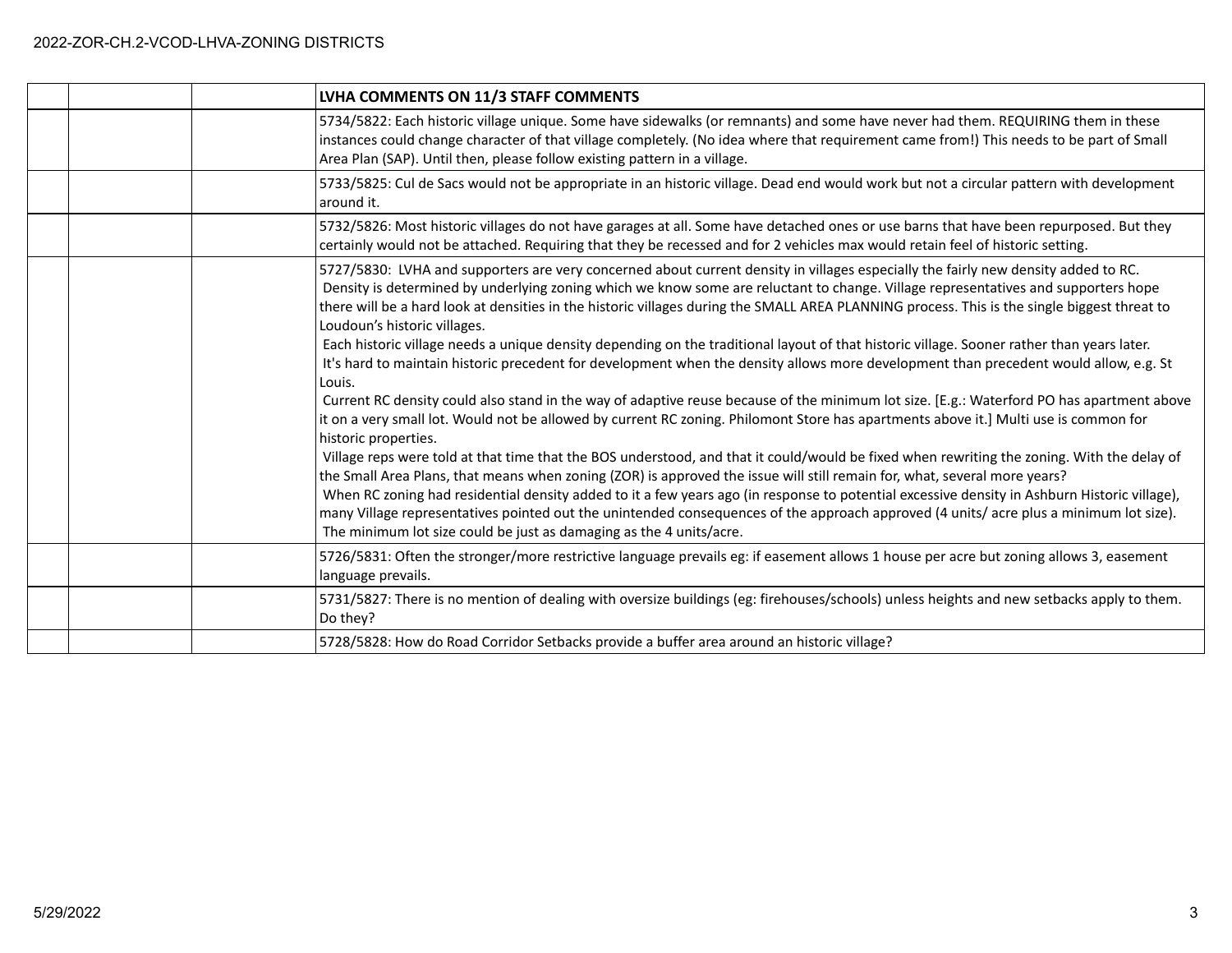| | | | |
|---|---|---|---|
| | | | **LVHA COMMENTS ON 11/3 STAFF COMMENTS** |
| | | | 5734/5822: Each historic village unique. Some have sidewalks (or remnants) and some have never had them. REQUIRING them in these instances could change character of that village completely. (No idea where that requirement came from!) This needs to be part of Small Area Plan (SAP). Until then, please follow existing pattern in a village. |
| | | | 5733/5825: Cul de Sacs would not be appropriate in an historic village. Dead end would work but not a circular pattern with development around it. |
| | | | 5732/5826: Most historic villages do not have garages at all. Some have detached ones or use barns that have been repurposed. But they certainly would not be attached. Requiring that they be recessed and for 2 vehicles max would retain feel of historic setting. |
| | | | 5727/5830: LVHA and supporters are very concerned about current density in villages especially the fairly new density added to RC. Density is determined by underlying zoning which we know some are reluctant to change. Village representatives and supporters hope there will be a hard look at densities in the historic villages during the SMALL AREA PLANNING process. This is the single biggest threat to Loudoun's historic villages. Each historic village needs a unique density depending on the traditional layout of that historic village. Sooner rather than years later. It's hard to maintain historic precedent for development when the density allows more development than precedent would allow, e.g. St Louis. Current RC density could also stand in the way of adaptive reuse because of the minimum lot size. [E.g.: Waterford PO has apartment above it on a very small lot. Would not be allowed by current RC zoning. Philomont Store has apartments above it.] Multi use is common for historic properties. Village reps were told at that time that the BOS understood, and that it could/would be fixed when rewriting the zoning. With the delay of the Small Area Plans, that means when zoning (ZOR) is approved the issue will still remain for, what, several more years? When RC zoning had residential density added to it a few years ago (in response to potential excessive density in Ashburn Historic village), many Village representatives pointed out the unintended consequences of the approach approved (4 units/ acre plus a minimum lot size). The minimum lot size could be just as damaging as the 4 units/acre. |
| | | | 5726/5831: Often the stronger/more restrictive language prevails eg: if easement allows 1 house per acre but zoning allows 3, easement language prevails. |
| | | | 5731/5827: There is no mention of dealing with oversize buildings (eg: firehouses/schools) unless heights and new setbacks apply to them. Do they? |
| | | | 5728/5828: How do Road Corridor Setbacks provide a buffer area around an historic village? |